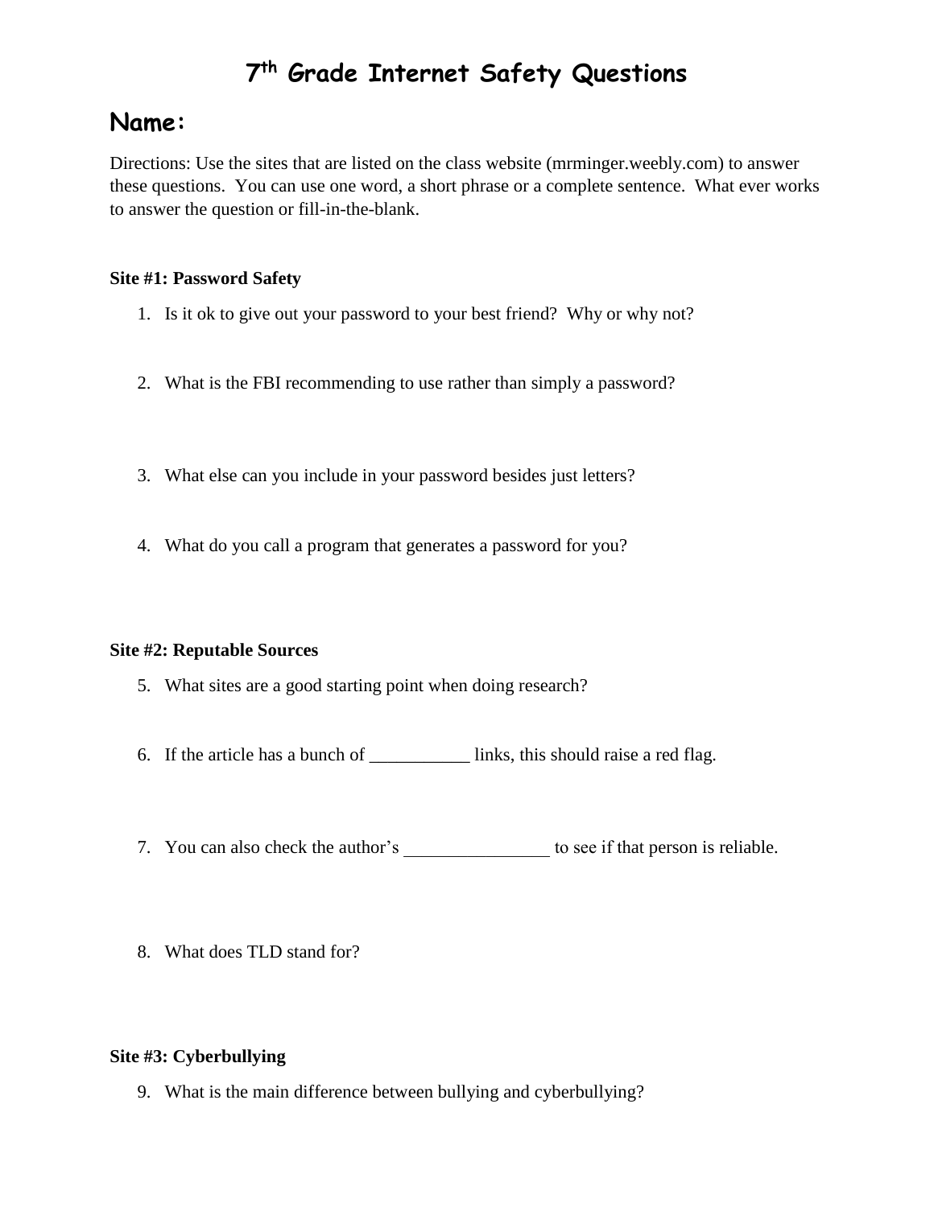# 7th Grade Internet Safety Questions

## Name:

Directions: Use the sites that are listed on the class website (mrminger.weebly.com) to answer these questions. You can use one word, a short phrase or a complete sentence. What ever works to answer the question or fill-in-the-blank.

**Site #1: Password Safety**

1. Is it ok to give out your password to your best friend? Why or why not?

2. What is the FBI recommending to use rather than simply a password?

3. What else can you include in your password besides just letters?

4. What do you call a program that generates a password for you?

**Site #2: Reputable Sources**

5. What sites are a good starting point when doing research?

6. If the article has a bunch of ___________ links, this should raise a red flag.

7. You can also check the author's ________________ to see if that person is reliable.

8. What does TLD stand for?

**Site #3: Cyberbullying**

9. What is the main difference between bullying and cyberbullying?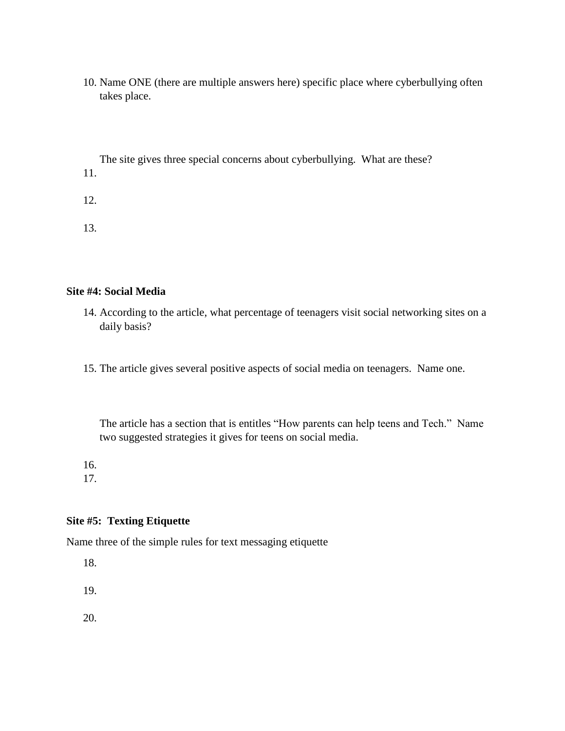10. Name ONE (there are multiple answers here) specific place where cyberbullying often takes place.

The site gives three special concerns about cyberbullying. What are these?

11.

12.

13.

**Site #4: Social Media**

14. According to the article, what percentage of teenagers visit social networking sites on a daily basis?

15. The article gives several positive aspects of social media on teenagers. Name one.

The article has a section that is entitles "How parents can help teens and Tech." Name two suggested strategies it gives for teens on social media.

16.

17.

**Site #5: Texting Etiquette**

Name three of the simple rules for text messaging etiquette

18.

19.

20.